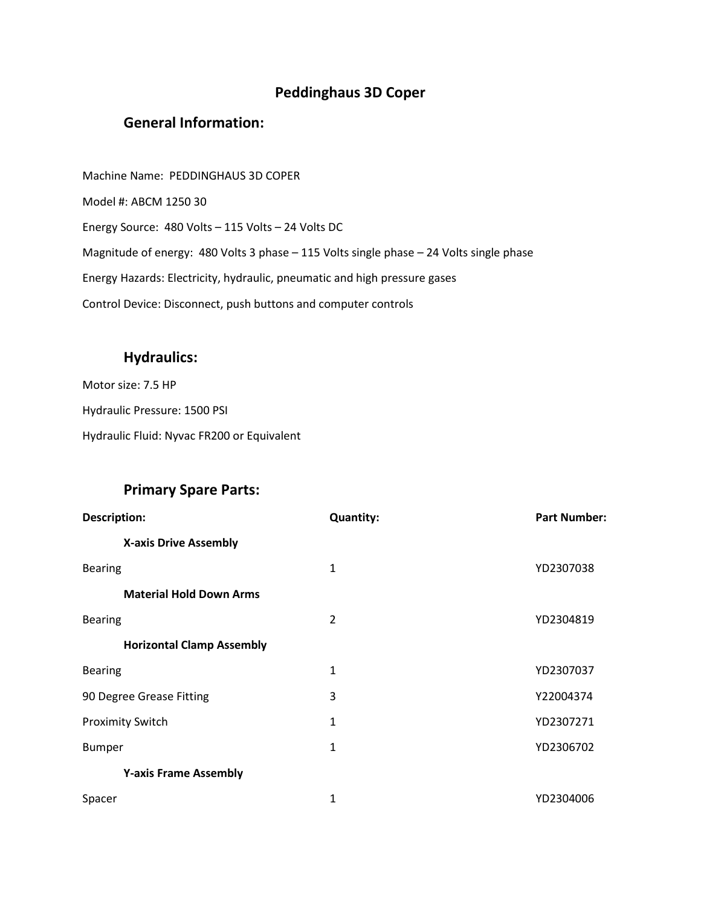# Peddinghaus 3D Coper

## General Information:

Machine Name: PEDDINGHAUS 3D COPER

Model #: ABCM 1250 30

Energy Source: 480 Volts – 115 Volts – 24 Volts DC

Magnitude of energy: 480 Volts 3 phase – 115 Volts single phase – 24 Volts single phase

Energy Hazards: Electricity, hydraulic, pneumatic and high pressure gases

Control Device: Disconnect, push buttons and computer controls

## Hydraulics:

Motor size: 7.5 HP

Hydraulic Pressure: 1500 PSI

Hydraulic Fluid: Nyvac FR200 or Equivalent

## Primary Spare Parts:

| Description: | Quantity: | Part Number: |
|---|---|---|
| **X-axis Drive Assembly** | | |
| Bearing | 1 | YD2307038 |
| **Material Hold Down Arms** | | |
| Bearing | 2 | YD2304819 |
| **Horizontal Clamp Assembly** | | |
| Bearing | 1 | YD2307037 |
| 90 Degree Grease Fitting | 3 | Y22004374 |
| Proximity Switch | 1 | YD2307271 |
| Bumper | 1 | YD2306702 |
| **Y-axis Frame Assembly** | | |
| Spacer | 1 | YD2304006 |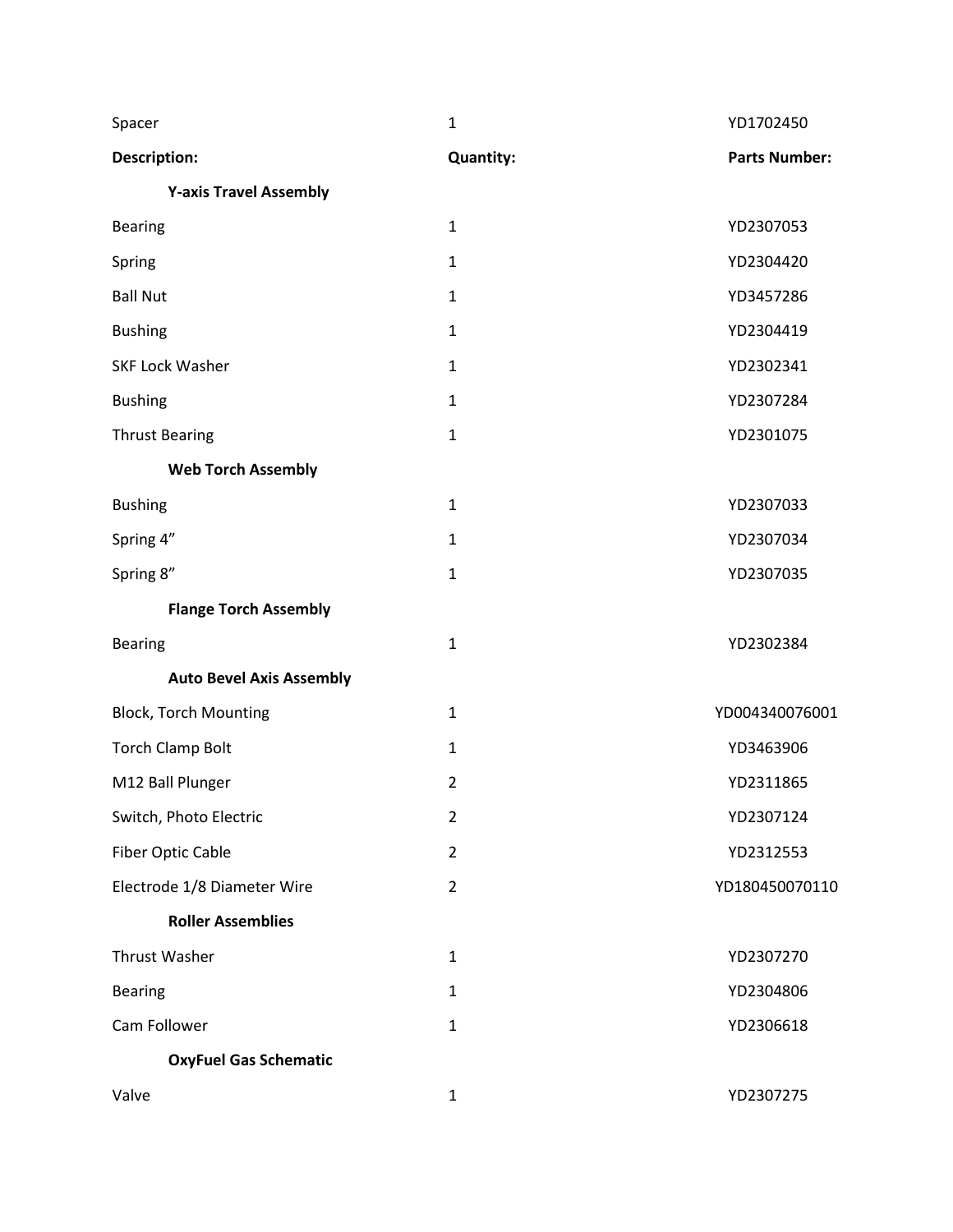| Spacer | 1 | YD1702450 |
|---|---|---|
| **Description:** | **Quantity:** | **Parts Number:** |
| **Y-axis Travel Assembly** | | |
| Bearing | 1 | YD2307053 |
| Spring | 1 | YD2304420 |
| Ball Nut | 1 | YD3457286 |
| Bushing | 1 | YD2304419 |
| SKF Lock Washer | 1 | YD2302341 |
| Bushing | 1 | YD2307284 |
| Thrust Bearing | 1 | YD2301075 |
| **Web Torch Assembly** | | |
| Bushing | 1 | YD2307033 |
| Spring 4” | 1 | YD2307034 |
| Spring 8” | 1 | YD2307035 |
| **Flange Torch Assembly** | | |
| Bearing | 1 | YD2302384 |
| **Auto Bevel Axis Assembly** | | |
| Block, Torch Mounting | 1 | YD004340076001 |
| Torch Clamp Bolt | 1 | YD3463906 |
| M12 Ball Plunger | 2 | YD2311865 |
| Switch, Photo Electric | 2 | YD2307124 |
| Fiber Optic Cable | 2 | YD2312553 |
| Electrode 1/8 Diameter Wire | 2 | YD180450070110 |
| **Roller Assemblies** | | |
| Thrust Washer | 1 | YD2307270 |
| Bearing | 1 | YD2304806 |
| Cam Follower | 1 | YD2306618 |
| **OxyFuel Gas Schematic** | | |
| Valve | 1 | YD2307275 |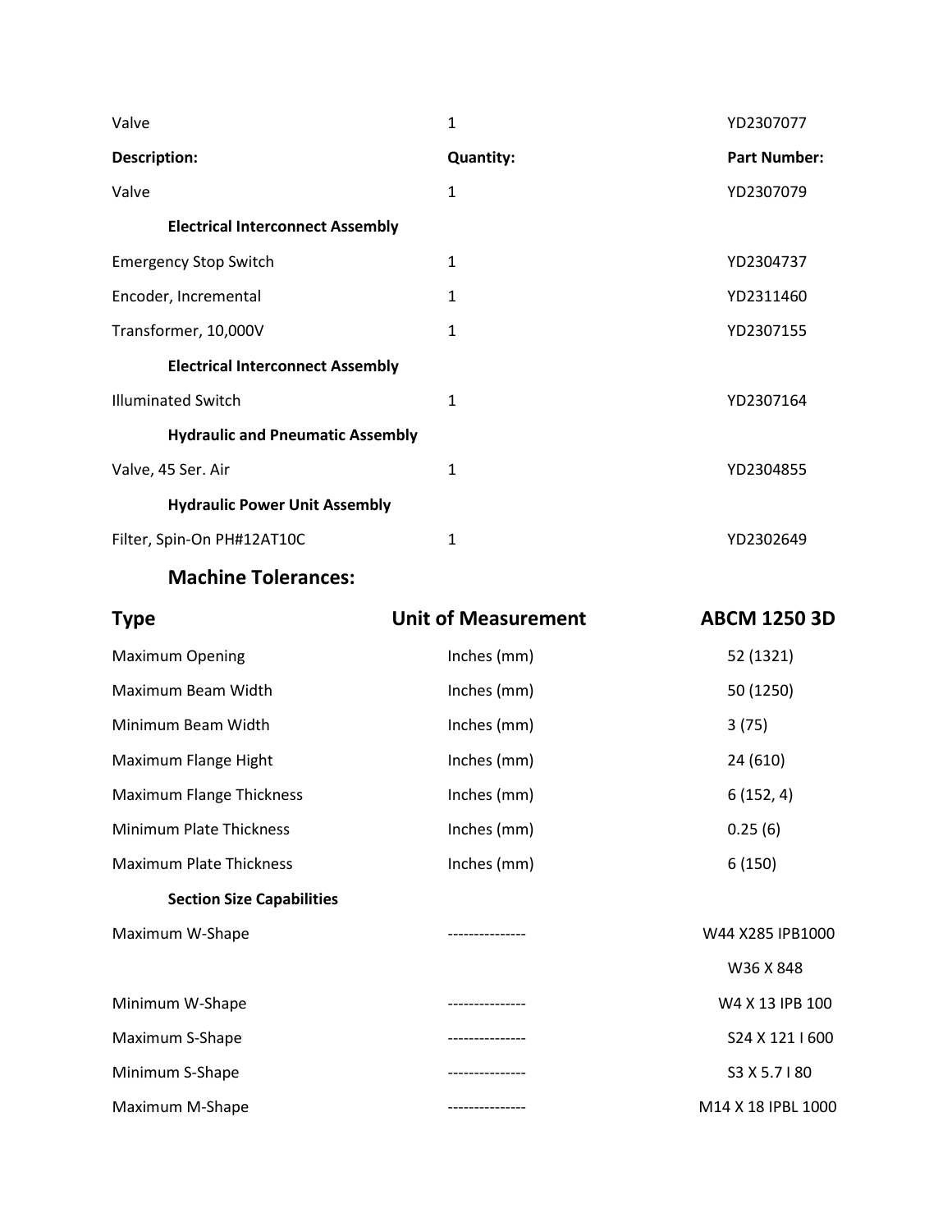| Valve | 1 | YD2307077 |
|---|---|---|
| **Description:** | **Quantity:** | **Part Number:** |
| Valve | 1 | YD2307079 |

**Electrical Interconnect Assembly**

| Description | Quantity | Part Number |
|---|---|---|
| Emergency Stop Switch | 1 | YD2304737 |
| Encoder, Incremental | 1 | YD2311460 |
| Transformer, 10,000V | 1 | YD2307155 |

**Electrical Interconnect Assembly**

| Description | Quantity | Part Number |
|---|---|---|
| Illuminated Switch | 1 | YD2307164 |

**Hydraulic and Pneumatic Assembly**

| Description | Quantity | Part Number |
|---|---|---|
| Valve, 45 Ser. Air | 1 | YD2304855 |

**Hydraulic Power Unit Assembly**

| Description | Quantity | Part Number |
|---|---|---|
| Filter, Spin-On PH#12AT10C | 1 | YD2302649 |

## Machine Tolerances:

| Type | Unit of Measurement | ABCM 1250 3D |
|---|---|---|
| Maximum Opening | Inches (mm) | 52 (1321) |
| Maximum Beam Width | Inches (mm) | 50 (1250) |
| Minimum Beam Width | Inches (mm) | 3 (75) |
| Maximum Flange Hight | Inches (mm) | 24 (610) |
| Maximum Flange Thickness | Inches (mm) | 6 (152, 4) |
| Minimum Plate Thickness | Inches (mm) | 0.25 (6) |
| Maximum Plate Thickness | Inches (mm) | 6 (150) |
| **Section Size Capabilities** | | |
| Maximum W-Shape | --------------- | W44 X285 IPB1000 |
| | | W36 X 848 |
| Minimum W-Shape | --------------- | W4 X 13 IPB 100 |
| Maximum S-Shape | --------------- | S24 X 121 I 600 |
| Minimum S-Shape | --------------- | S3 X 5.7 I 80 |
| Maximum M-Shape | --------------- | M14 X 18 IPBL 1000 |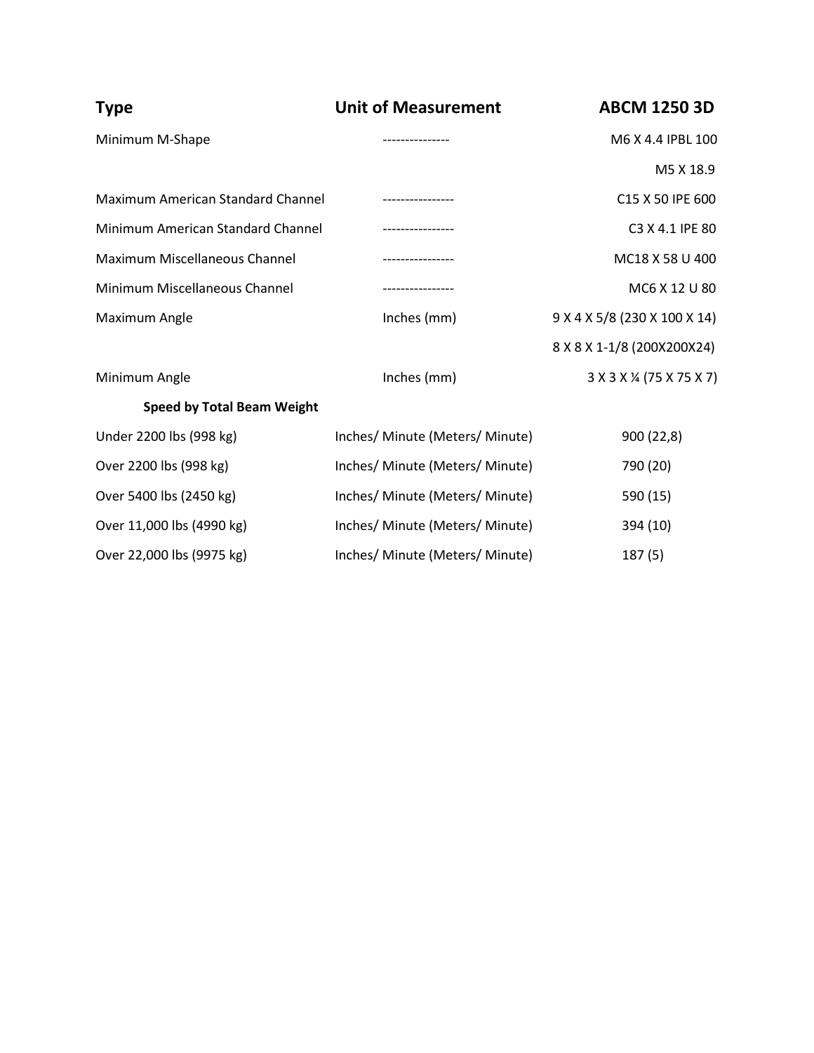| Type | Unit of Measurement | ABCM 1250 3D |
| --- | --- | --- |
| Minimum M-Shape | --------------- | M6 X 4.4 IPBL 100 |
| | | M5 X 18.9 |
| Maximum American Standard Channel | ---------------- | C15 X 50 IPE 600 |
| Minimum American Standard Channel | ---------------- | C3 X 4.1 IPE 80 |
| Maximum Miscellaneous Channel | ---------------- | MC18 X 58 U 400 |
| Minimum Miscellaneous Channel | ---------------- | MC6 X 12 U 80 |
| Maximum Angle | Inches (mm) | 9 X 4 X 5/8 (230 X 100 X 14) |
| | | 8 X 8 X 1-1/8 (200X200X24) |
| Minimum Angle | Inches (mm) | 3 X 3 X ¼ (75 X 75 X 7) |
| **Speed by Total Beam Weight** | | |
| Under 2200 lbs (998 kg) | Inches/ Minute (Meters/ Minute) | 900 (22,8) |
| Over 2200 lbs (998 kg) | Inches/ Minute (Meters/ Minute) | 790 (20) |
| Over 5400 lbs (2450 kg) | Inches/ Minute (Meters/ Minute) | 590 (15) |
| Over 11,000 lbs (4990 kg) | Inches/ Minute (Meters/ Minute) | 394 (10) |
| Over 22,000 lbs (9975 kg) | Inches/ Minute (Meters/ Minute) | 187 (5) |